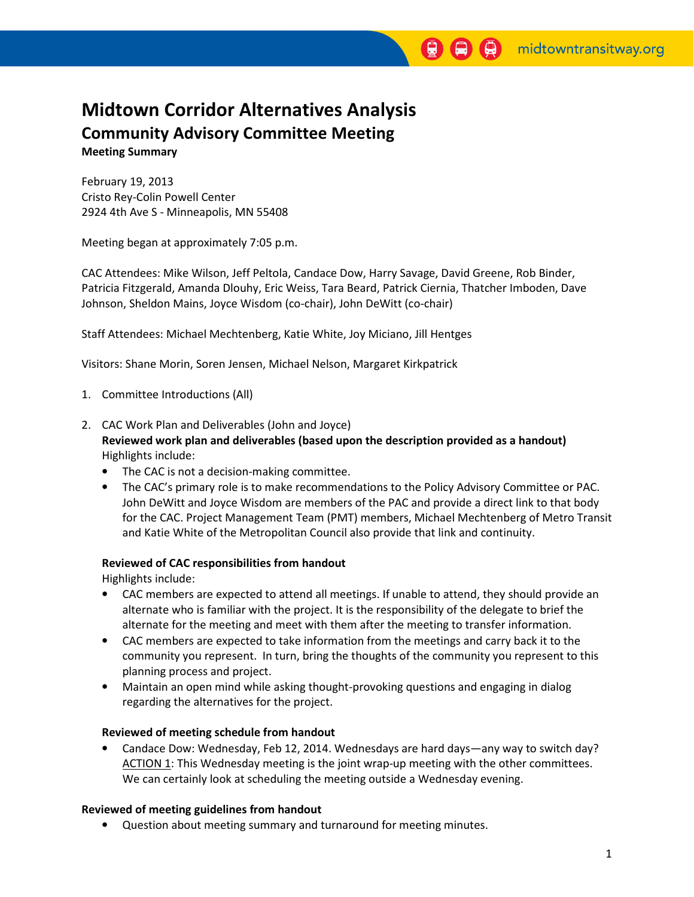# Midtown Corridor Alternatives Analysis

## Community Advisory Committee Meeting

**Meeting Summary**

February 19, 2013
Cristo Rey-Colin Powell Center
2924 4th Ave S - Minneapolis, MN 55408

Meeting began at approximately 7:05 p.m.

CAC Attendees: Mike Wilson, Jeff Peltola, Candace Dow, Harry Savage, David Greene, Rob Binder, Patricia Fitzgerald, Amanda Dlouhy, Eric Weiss, Tara Beard, Patrick Ciernia, Thatcher Imboden, Dave Johnson, Sheldon Mains, Joyce Wisdom (co-chair), John DeWitt (co-chair)

Staff Attendees: Michael Mechtenberg, Katie White, Joy Miciano, Jill Hentges

Visitors: Shane Morin, Soren Jensen, Michael Nelson, Margaret Kirkpatrick

1. Committee Introductions (All)

2. CAC Work Plan and Deliverables (John and Joyce)
   **Reviewed work plan and deliverables (based upon the description provided as a handout)**
   Highlights include:
   - The CAC is not a decision-making committee.
   - The CAC's primary role is to make recommendations to the Policy Advisory Committee or PAC. John DeWitt and Joyce Wisdom are members of the PAC and provide a direct link to that body for the CAC. Project Management Team (PMT) members, Michael Mechtenberg of Metro Transit and Katie White of the Metropolitan Council also provide that link and continuity.

   **Reviewed of CAC responsibilities from handout**
   Highlights include:
   - CAC members are expected to attend all meetings. If unable to attend, they should provide an alternate who is familiar with the project. It is the responsibility of the delegate to brief the alternate for the meeting and meet with them after the meeting to transfer information.
   - CAC members are expected to take information from the meetings and carry back it to the community you represent. In turn, bring the thoughts of the community you represent to this planning process and project.
   - Maintain an open mind while asking thought-provoking questions and engaging in dialog regarding the alternatives for the project.

   **Reviewed of meeting schedule from handout**
   - Candace Dow: Wednesday, Feb 12, 2014. Wednesdays are hard days—any way to switch day?
     ACTION 1: This Wednesday meeting is the joint wrap-up meeting with the other committees. We can certainly look at scheduling the meeting outside a Wednesday evening.

**Reviewed of meeting guidelines from handout**
- Question about meeting summary and turnaround for meeting minutes.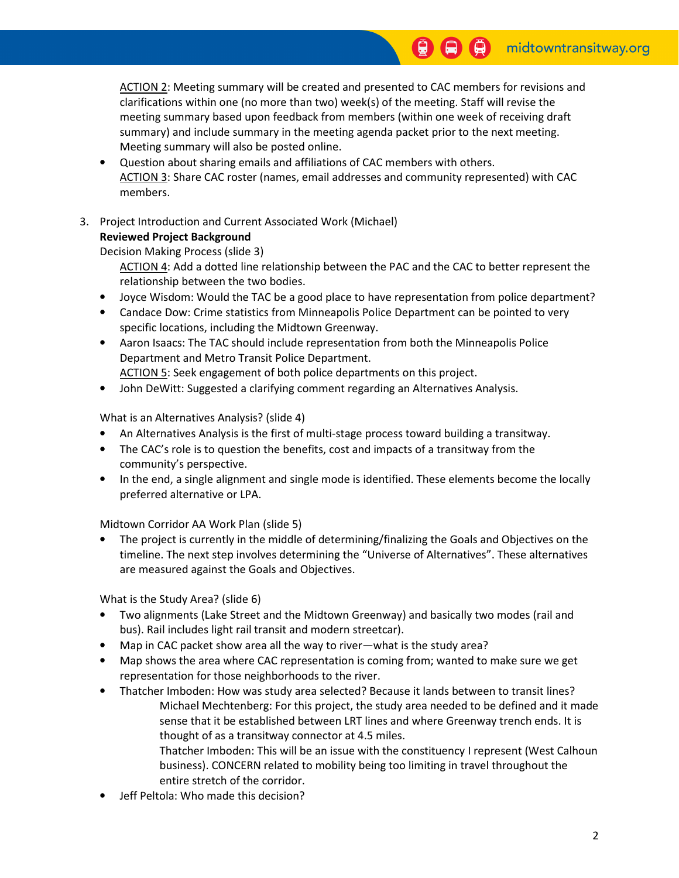ACTION 2: Meeting summary will be created and presented to CAC members for revisions and clarifications within one (no more than two) week(s) of the meeting. Staff will revise the meeting summary based upon feedback from members (within one week of receiving draft summary) and include summary in the meeting agenda packet prior to the next meeting. Meeting summary will also be posted online.

- Question about sharing emails and affiliations of CAC members with others.
  ACTION 3: Share CAC roster (names, email addresses and community represented) with CAC members.

3. Project Introduction and Current Associated Work (Michael)

**Reviewed Project Background**

Decision Making Process (slide 3)

ACTION 4: Add a dotted line relationship between the PAC and the CAC to better represent the relationship between the two bodies.

- Joyce Wisdom: Would the TAC be a good place to have representation from police department?
- Candace Dow: Crime statistics from Minneapolis Police Department can be pointed to very specific locations, including the Midtown Greenway.
- Aaron Isaacs: The TAC should include representation from both the Minneapolis Police Department and Metro Transit Police Department.
  ACTION 5: Seek engagement of both police departments on this project.
- John DeWitt: Suggested a clarifying comment regarding an Alternatives Analysis.

What is an Alternatives Analysis? (slide 4)

- An Alternatives Analysis is the first of multi-stage process toward building a transitway.
- The CAC's role is to question the benefits, cost and impacts of a transitway from the community's perspective.
- In the end, a single alignment and single mode is identified. These elements become the locally preferred alternative or LPA.

Midtown Corridor AA Work Plan (slide 5)

- The project is currently in the middle of determining/finalizing the Goals and Objectives on the timeline. The next step involves determining the "Universe of Alternatives". These alternatives are measured against the Goals and Objectives.

What is the Study Area? (slide 6)

- Two alignments (Lake Street and the Midtown Greenway) and basically two modes (rail and bus). Rail includes light rail transit and modern streetcar).
- Map in CAC packet show area all the way to river—what is the study area?
- Map shows the area where CAC representation is coming from; wanted to make sure we get representation for those neighborhoods to the river.
- Thatcher Imboden: How was study area selected? Because it lands between to transit lines?

  Michael Mechtenberg: For this project, the study area needed to be defined and it made sense that it be established between LRT lines and where Greenway trench ends. It is thought of as a transitway connector at 4.5 miles.

  Thatcher Imboden: This will be an issue with the constituency I represent (West Calhoun business). CONCERN related to mobility being too limiting in travel throughout the entire stretch of the corridor.
- Jeff Peltola: Who made this decision?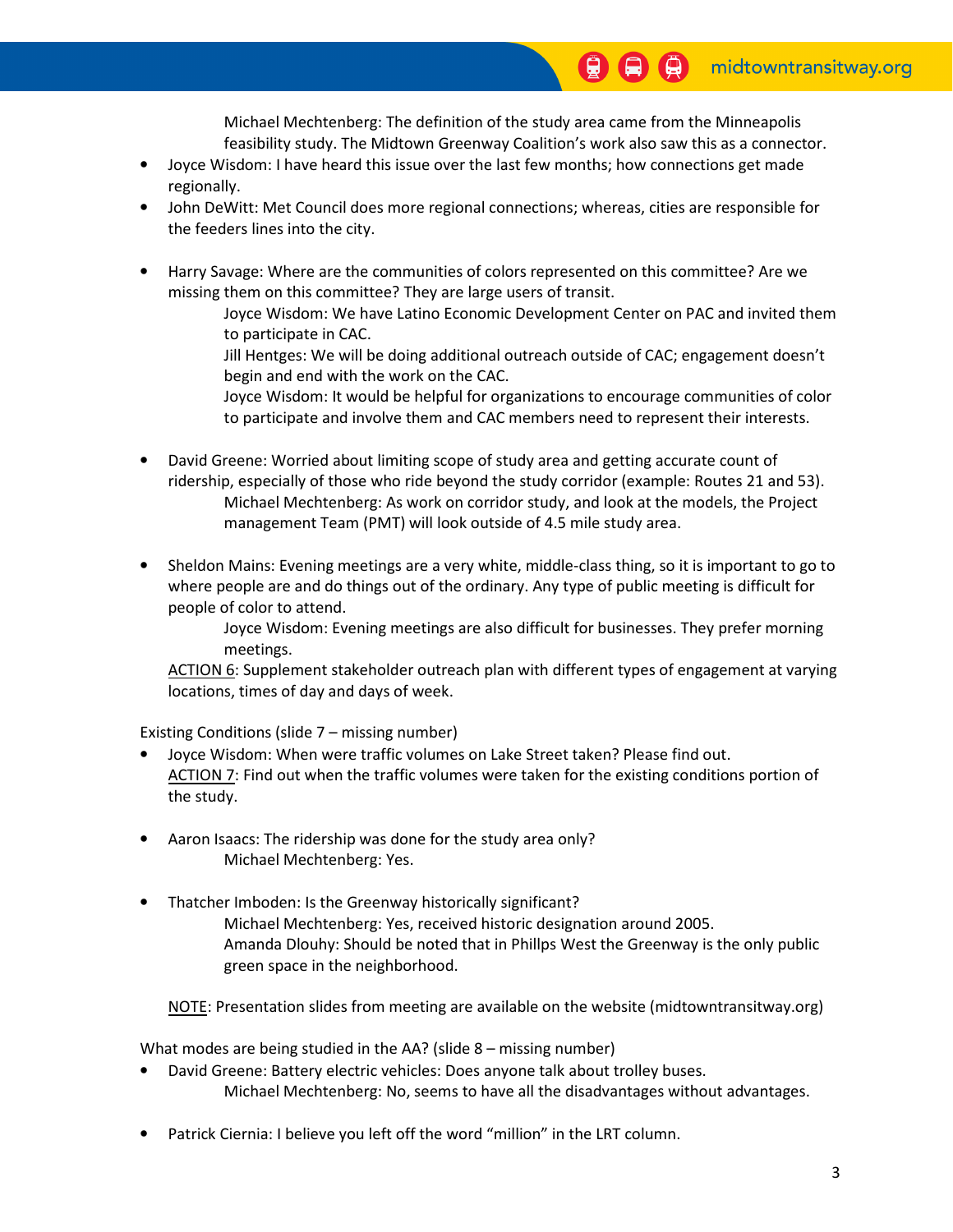Michael Mechtenberg: The definition of the study area came from the Minneapolis feasibility study. The Midtown Greenway Coalition's work also saw this as a connector.

- Joyce Wisdom: I have heard this issue over the last few months; how connections get made regionally.
- John DeWitt: Met Council does more regional connections; whereas, cities are responsible for the feeders lines into the city.

- Harry Savage: Where are the communities of colors represented on this committee? Are we missing them on this committee? They are large users of transit.

    Joyce Wisdom: We have Latino Economic Development Center on PAC and invited them to participate in CAC.

    Jill Hentges: We will be doing additional outreach outside of CAC; engagement doesn't begin and end with the work on the CAC.

    Joyce Wisdom: It would be helpful for organizations to encourage communities of color to participate and involve them and CAC members need to represent their interests.

- David Greene: Worried about limiting scope of study area and getting accurate count of ridership, especially of those who ride beyond the study corridor (example: Routes 21 and 53).

    Michael Mechtenberg: As work on corridor study, and look at the models, the Project management Team (PMT) will look outside of 4.5 mile study area.

- Sheldon Mains: Evening meetings are a very white, middle-class thing, so it is important to go to where people are and do things out of the ordinary. Any type of public meeting is difficult for people of color to attend.

    Joyce Wisdom: Evening meetings are also difficult for businesses. They prefer morning meetings.

    ACTION 6: Supplement stakeholder outreach plan with different types of engagement at varying locations, times of day and days of week.

Existing Conditions (slide 7 – missing number)

- Joyce Wisdom: When were traffic volumes on Lake Street taken? Please find out.

    ACTION 7: Find out when the traffic volumes were taken for the existing conditions portion of the study.

- Aaron Isaacs: The ridership was done for the study area only?

    Michael Mechtenberg: Yes.

- Thatcher Imboden: Is the Greenway historically significant?

    Michael Mechtenberg: Yes, received historic designation around 2005.

    Amanda Dlouhy: Should be noted that in Phillps West the Greenway is the only public green space in the neighborhood.

NOTE: Presentation slides from meeting are available on the website (midtowntransitway.org)

What modes are being studied in the AA? (slide 8 – missing number)

- David Greene: Battery electric vehicles: Does anyone talk about trolley buses.

    Michael Mechtenberg: No, seems to have all the disadvantages without advantages.

- Patrick Ciernia: I believe you left off the word "million" in the LRT column.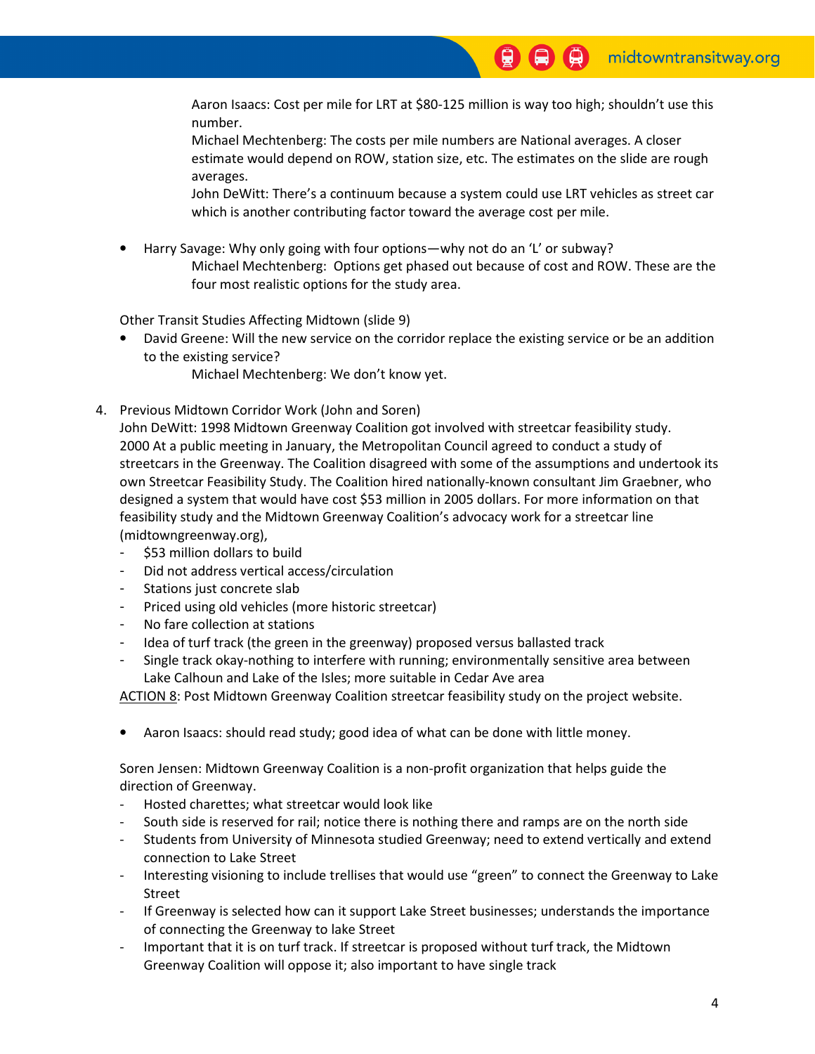Aaron Isaacs: Cost per mile for LRT at $80-125 million is way too high; shouldn't use this number.

Michael Mechtenberg: The costs per mile numbers are National averages. A closer estimate would depend on ROW, station size, etc. The estimates on the slide are rough averages.

John DeWitt: There's a continuum because a system could use LRT vehicles as street car which is another contributing factor toward the average cost per mile.

- Harry Savage: Why only going with four options—why not do an 'L' or subway?

    Michael Mechtenberg: Options get phased out because of cost and ROW. These are the four most realistic options for the study area.

Other Transit Studies Affecting Midtown (slide 9)

- David Greene: Will the new service on the corridor replace the existing service or be an addition to the existing service?

    Michael Mechtenberg: We don't know yet.

4. Previous Midtown Corridor Work (John and Soren)

   John DeWitt: 1998 Midtown Greenway Coalition got involved with streetcar feasibility study. 2000 At a public meeting in January, the Metropolitan Council agreed to conduct a study of streetcars in the Greenway. The Coalition disagreed with some of the assumptions and undertook its own Streetcar Feasibility Study. The Coalition hired nationally-known consultant Jim Graebner, who designed a system that would have cost $53 million in 2005 dollars. For more information on that feasibility study and the Midtown Greenway Coalition's advocacy work for a streetcar line (midtowngreenway.org),

   - $53 million dollars to build
   - Did not address vertical access/circulation
   - Stations just concrete slab
   - Priced using old vehicles (more historic streetcar)
   - No fare collection at stations
   - Idea of turf track (the green in the greenway) proposed versus ballasted track
   - Single track okay-nothing to interfere with running; environmentally sensitive area between Lake Calhoun and Lake of the Isles; more suitable in Cedar Ave area

   <u>ACTION 8</u>: Post Midtown Greenway Coalition streetcar feasibility study on the project website.

   - Aaron Isaacs: should read study; good idea of what can be done with little money.

   Soren Jensen: Midtown Greenway Coalition is a non-profit organization that helps guide the direction of Greenway.

   - Hosted charettes; what streetcar would look like
   - South side is reserved for rail; notice there is nothing there and ramps are on the north side
   - Students from University of Minnesota studied Greenway; need to extend vertically and extend connection to Lake Street
   - Interesting visioning to include trellises that would use "green" to connect the Greenway to Lake Street
   - If Greenway is selected how can it support Lake Street businesses; understands the importance of connecting the Greenway to lake Street
   - Important that it is on turf track. If streetcar is proposed without turf track, the Midtown Greenway Coalition will oppose it; also important to have single track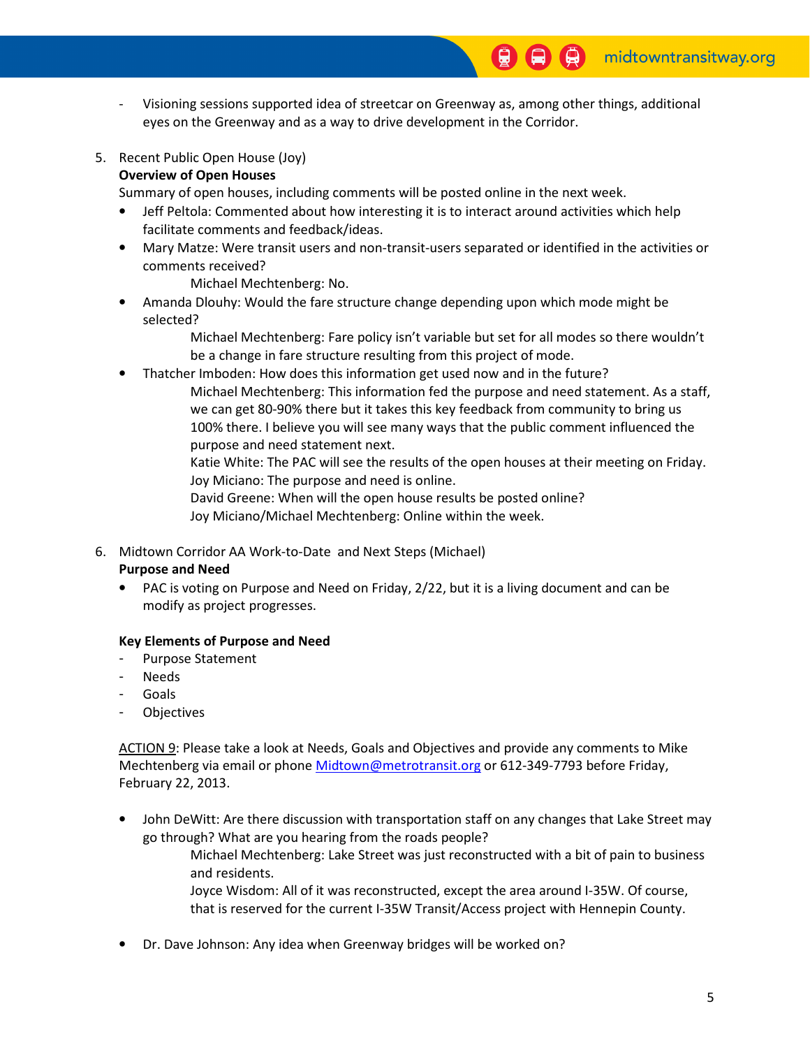- Visioning sessions supported idea of streetcar on Greenway as, among other things, additional eyes on the Greenway and as a way to drive development in the Corridor.

5. Recent Public Open House (Joy)

**Overview of Open Houses**

Summary of open houses, including comments will be posted online in the next week.

- Jeff Peltola: Commented about how interesting it is to interact around activities which help facilitate comments and feedback/ideas.
- Mary Matze: Were transit users and non-transit-users separated or identified in the activities or comments received?

  Michael Mechtenberg: No.
- Amanda Dlouhy: Would the fare structure change depending upon which mode might be selected?

  Michael Mechtenberg: Fare policy isn't variable but set for all modes so there wouldn't be a change in fare structure resulting from this project of mode.
- Thatcher Imboden: How does this information get used now and in the future?

  Michael Mechtenberg: This information fed the purpose and need statement. As a staff, we can get 80-90% there but it takes this key feedback from community to bring us 100% there. I believe you will see many ways that the public comment influenced the purpose and need statement next.

  Katie White: The PAC will see the results of the open houses at their meeting on Friday.

  Joy Miciano: The purpose and need is online.

  David Greene: When will the open house results be posted online?

  Joy Miciano/Michael Mechtenberg: Online within the week.

6. Midtown Corridor AA Work-to-Date and Next Steps (Michael)

**Purpose and Need**

- PAC is voting on Purpose and Need on Friday, 2/22, but it is a living document and can be modify as project progresses.

**Key Elements of Purpose and Need**

- Purpose Statement
- Needs
- Goals
- Objectives

ACTION 9: Please take a look at Needs, Goals and Objectives and provide any comments to Mike Mechtenberg via email or phone Midtown@metrotransit.org or 612-349-7793 before Friday, February 22, 2013.

- John DeWitt: Are there discussion with transportation staff on any changes that Lake Street may go through? What are you hearing from the roads people?

  Michael Mechtenberg: Lake Street was just reconstructed with a bit of pain to business and residents.

  Joyce Wisdom: All of it was reconstructed, except the area around I-35W. Of course, that is reserved for the current I-35W Transit/Access project with Hennepin County.

- Dr. Dave Johnson: Any idea when Greenway bridges will be worked on?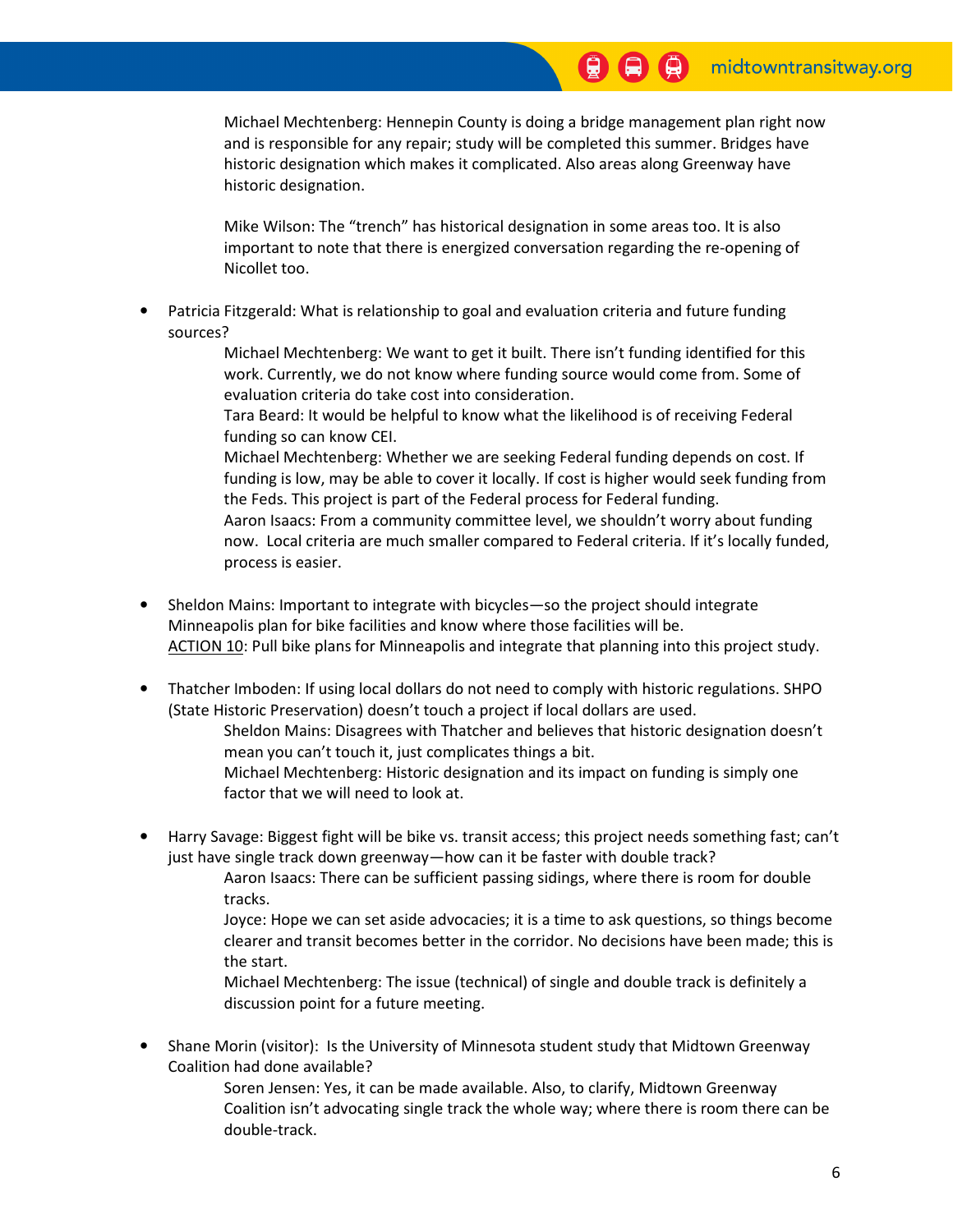Michael Mechtenberg: Hennepin County is doing a bridge management plan right now and is responsible for any repair; study will be completed this summer. Bridges have historic designation which makes it complicated. Also areas along Greenway have historic designation.

Mike Wilson: The "trench" has historical designation in some areas too. It is also important to note that there is energized conversation regarding the re-opening of Nicollet too.

- Patricia Fitzgerald: What is relationship to goal and evaluation criteria and future funding sources?

  Michael Mechtenberg: We want to get it built. There isn't funding identified for this work. Currently, we do not know where funding source would come from. Some of evaluation criteria do take cost into consideration.

  Tara Beard: It would be helpful to know what the likelihood is of receiving Federal funding so can know CEI.

  Michael Mechtenberg: Whether we are seeking Federal funding depends on cost. If funding is low, may be able to cover it locally. If cost is higher would seek funding from the Feds. This project is part of the Federal process for Federal funding.

  Aaron Isaacs: From a community committee level, we shouldn't worry about funding now. Local criteria are much smaller compared to Federal criteria. If it's locally funded, process is easier.

- Sheldon Mains: Important to integrate with bicycles—so the project should integrate Minneapolis plan for bike facilities and know where those facilities will be.
  <u>ACTION 10</u>: Pull bike plans for Minneapolis and integrate that planning into this project study.

- Thatcher Imboden: If using local dollars do not need to comply with historic regulations. SHPO (State Historic Preservation) doesn't touch a project if local dollars are used.

  Sheldon Mains: Disagrees with Thatcher and believes that historic designation doesn't mean you can't touch it, just complicates things a bit.

  Michael Mechtenberg: Historic designation and its impact on funding is simply one factor that we will need to look at.

- Harry Savage: Biggest fight will be bike vs. transit access; this project needs something fast; can't just have single track down greenway—how can it be faster with double track?

  Aaron Isaacs: There can be sufficient passing sidings, where there is room for double tracks.

  Joyce: Hope we can set aside advocacies; it is a time to ask questions, so things become clearer and transit becomes better in the corridor. No decisions have been made; this is the start.

  Michael Mechtenberg: The issue (technical) of single and double track is definitely a discussion point for a future meeting.

- Shane Morin (visitor): Is the University of Minnesota student study that Midtown Greenway Coalition had done available?

  Soren Jensen: Yes, it can be made available. Also, to clarify, Midtown Greenway Coalition isn't advocating single track the whole way; where there is room there can be double-track.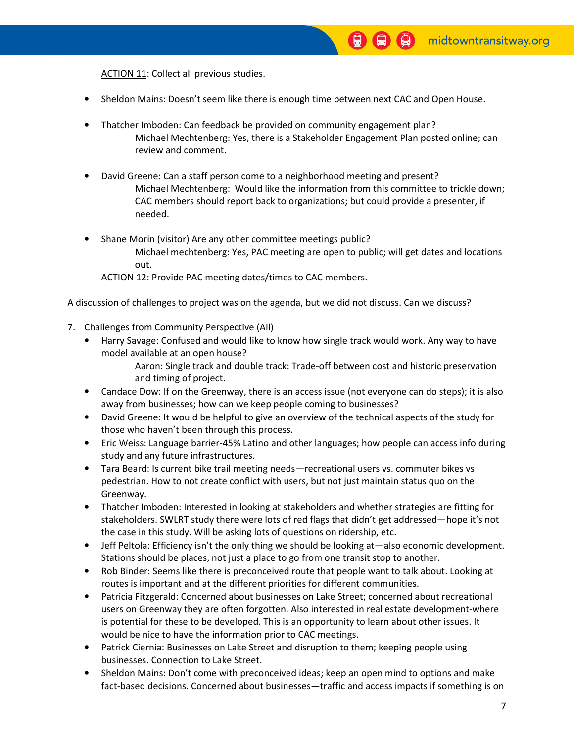ACTION 11: Collect all previous studies.

- Sheldon Mains: Doesn't seem like there is enough time between next CAC and Open House.

- Thatcher Imboden: Can feedback be provided on community engagement plan?
  
  Michael Mechtenberg: Yes, there is a Stakeholder Engagement Plan posted online; can review and comment.

- David Greene: Can a staff person come to a neighborhood meeting and present?
  
  Michael Mechtenberg: Would like the information from this committee to trickle down; CAC members should report back to organizations; but could provide a presenter, if needed.

- Shane Morin (visitor) Are any other committee meetings public?
  
  Michael mechtenberg: Yes, PAC meeting are open to public; will get dates and locations out.
  
  ACTION 12: Provide PAC meeting dates/times to CAC members.

A discussion of challenges to project was on the agenda, but we did not discuss. Can we discuss?

7. Challenges from Community Perspective (All)
   - Harry Savage: Confused and would like to know how single track would work. Any way to have model available at an open house?
     
     Aaron: Single track and double track: Trade-off between cost and historic preservation and timing of project.
   - Candace Dow: If on the Greenway, there is an access issue (not everyone can do steps); it is also away from businesses; how can we keep people coming to businesses?
   - David Greene: It would be helpful to give an overview of the technical aspects of the study for those who haven't been through this process.
   - Eric Weiss: Language barrier-45% Latino and other languages; how people can access info during study and any future infrastructures.
   - Tara Beard: Is current bike trail meeting needs—recreational users vs. commuter bikes vs pedestrian. How to not create conflict with users, but not just maintain status quo on the Greenway.
   - Thatcher Imboden: Interested in looking at stakeholders and whether strategies are fitting for stakeholders. SWLRT study there were lots of red flags that didn't get addressed—hope it's not the case in this study. Will be asking lots of questions on ridership, etc.
   - Jeff Peltola: Efficiency isn't the only thing we should be looking at—also economic development. Stations should be places, not just a place to go from one transit stop to another.
   - Rob Binder: Seems like there is preconceived route that people want to talk about. Looking at routes is important and at the different priorities for different communities.
   - Patricia Fitzgerald: Concerned about businesses on Lake Street; concerned about recreational users on Greenway they are often forgotten. Also interested in real estate development-where is potential for these to be developed. This is an opportunity to learn about other issues. It would be nice to have the information prior to CAC meetings.
   - Patrick Ciernia: Businesses on Lake Street and disruption to them; keeping people using businesses. Connection to Lake Street.
   - Sheldon Mains: Don't come with preconceived ideas; keep an open mind to options and make fact-based decisions. Concerned about businesses—traffic and access impacts if something is on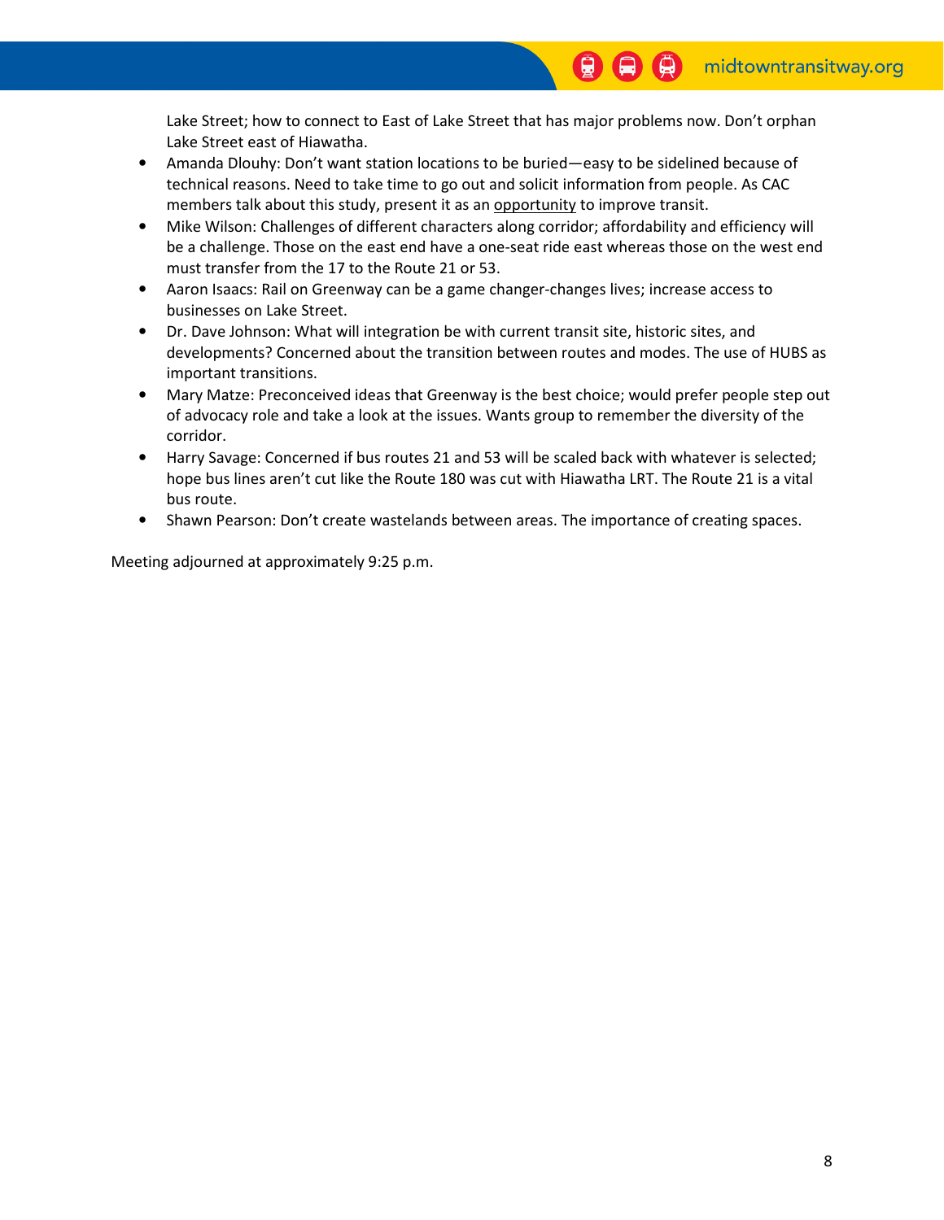Lake Street; how to connect to East of Lake Street that has major problems now. Don't orphan Lake Street east of Hiawatha.

- Amanda Dlouhy: Don't want station locations to be buried—easy to be sidelined because of technical reasons. Need to take time to go out and solicit information from people. As CAC members talk about this study, present it as an <u>opportunity</u> to improve transit.
- Mike Wilson: Challenges of different characters along corridor; affordability and efficiency will be a challenge. Those on the east end have a one-seat ride east whereas those on the west end must transfer from the 17 to the Route 21 or 53.
- Aaron Isaacs: Rail on Greenway can be a game changer-changes lives; increase access to businesses on Lake Street.
- Dr. Dave Johnson: What will integration be with current transit site, historic sites, and developments? Concerned about the transition between routes and modes. The use of HUBS as important transitions.
- Mary Matze: Preconceived ideas that Greenway is the best choice; would prefer people step out of advocacy role and take a look at the issues. Wants group to remember the diversity of the corridor.
- Harry Savage: Concerned if bus routes 21 and 53 will be scaled back with whatever is selected; hope bus lines aren't cut like the Route 180 was cut with Hiawatha LRT. The Route 21 is a vital bus route.
- Shawn Pearson: Don't create wastelands between areas. The importance of creating spaces.

Meeting adjourned at approximately 9:25 p.m.